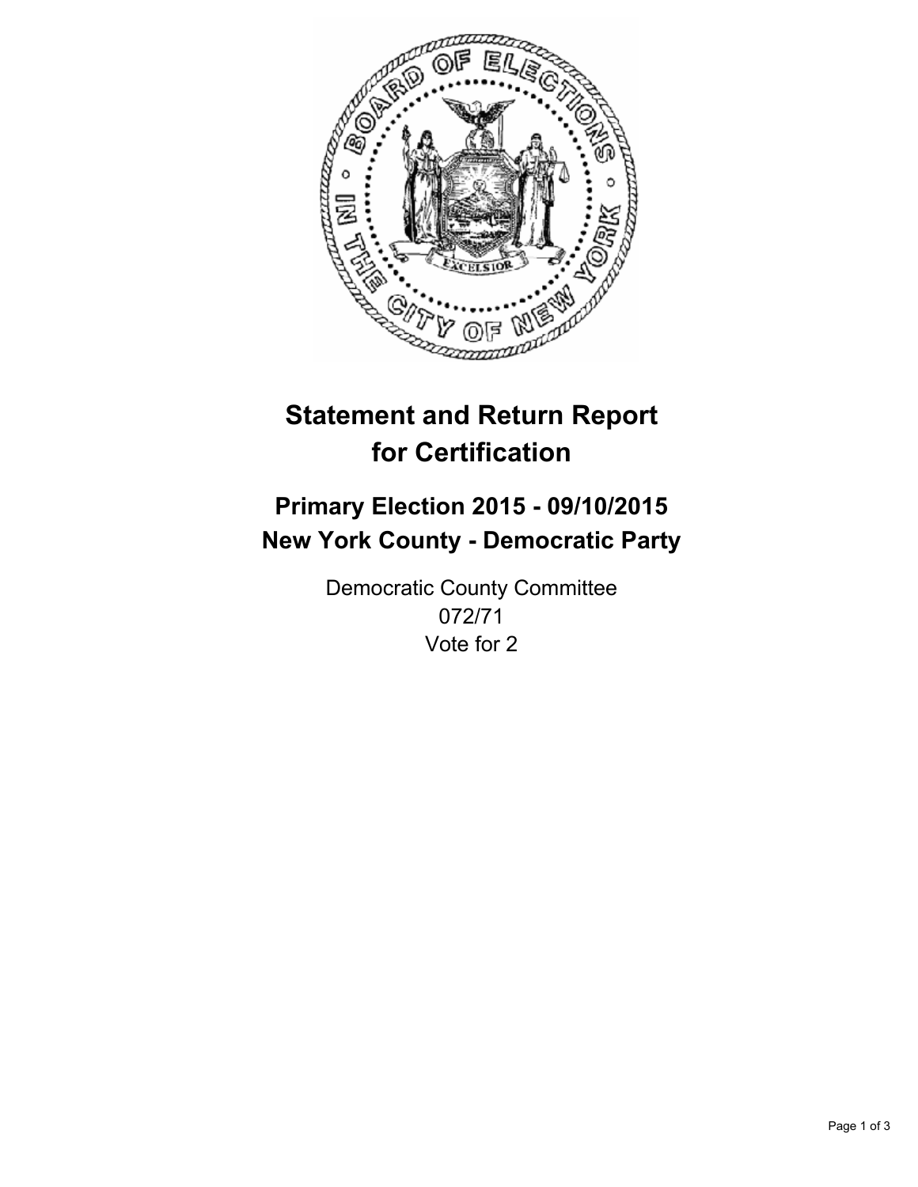# Statement and Return Report for Certification

## Primary Election 2015 - 09/10/2015
## New York County - Democratic Party

Democratic County Committee
072/71
Vote for 2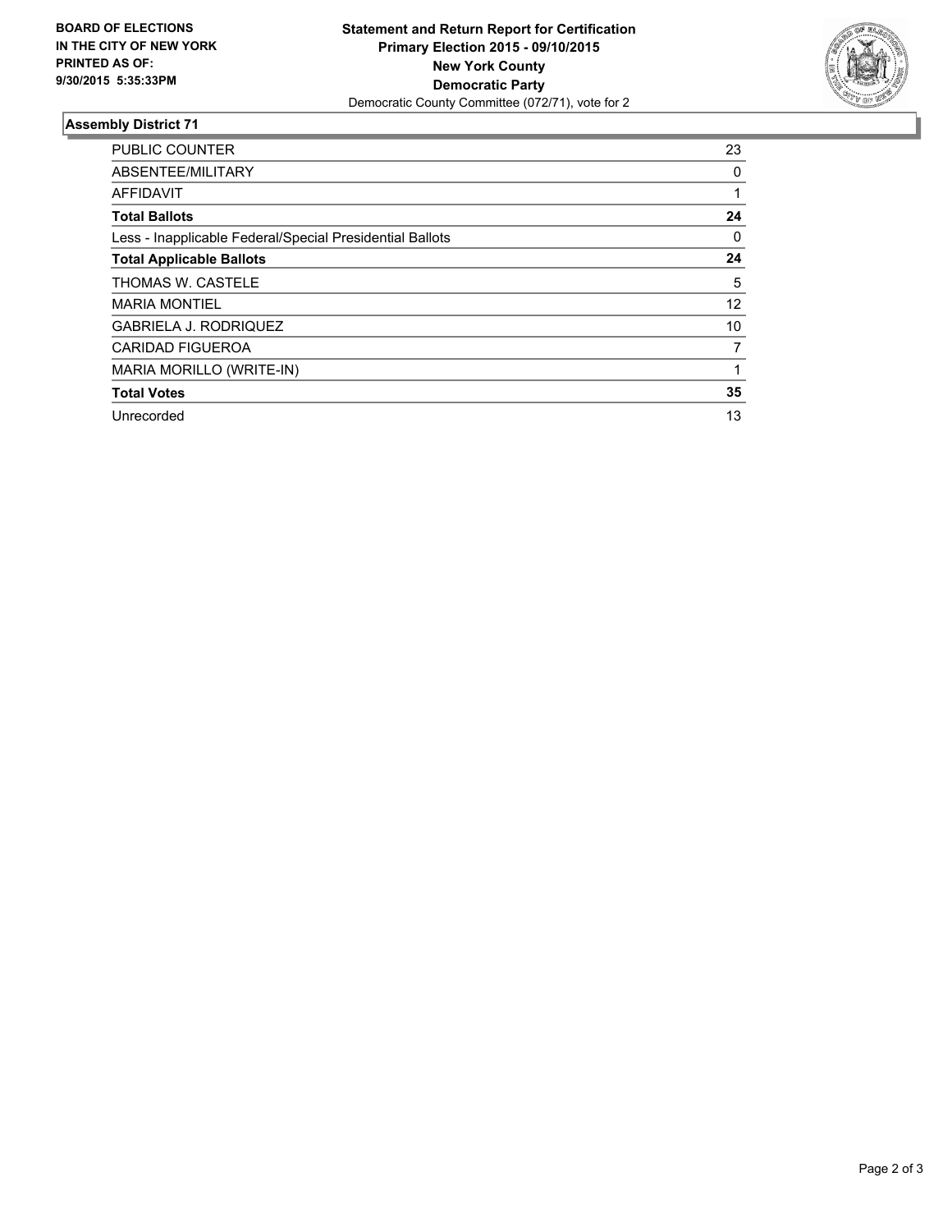**BOARD OF ELECTIONS
IN THE CITY OF NEW YORK
PRINTED AS OF:
9/30/2015 5:35:33PM**

**Statement and Return Report for Certification
Primary Election 2015 - 09/10/2015
New York County
Democratic Party**
Democratic County Committee (072/71), vote for 2

### Assembly District 71

| | |
|---|---|
| PUBLIC COUNTER | 23 |
| ABSENTEE/MILITARY | 0 |
| AFFIDAVIT | 1 |
| **Total Ballots** | **24** |
| Less - Inapplicable Federal/Special Presidential Ballots | 0 |
| **Total Applicable Ballots** | **24** |
| THOMAS W. CASTELE | 5 |
| MARIA MONTIEL | 12 |
| GABRIELA J. RODRIQUEZ | 10 |
| CARIDAD FIGUEROA | 7 |
| MARIA MORILLO (WRITE-IN) | 1 |
| **Total Votes** | **35** |
| Unrecorded | 13 |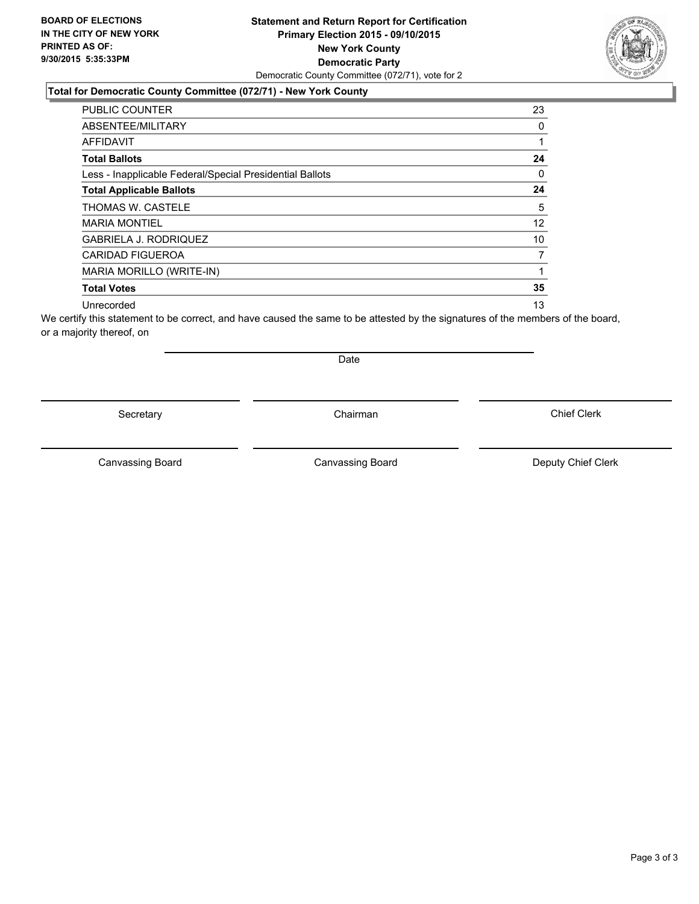**BOARD OF ELECTIONS IN THE CITY OF NEW YORK PRINTED AS OF: 9/30/2015 5:35:33PM**

**Statement and Return Report for Certification**
**Primary Election 2015 - 09/10/2015**
**New York County**
**Democratic Party**
Democratic County Committee (072/71), vote for 2

**Total for Democratic County Committee (072/71) - New York County**

| | |
|---|---|
| PUBLIC COUNTER | 23 |
| ABSENTEE/MILITARY | 0 |
| AFFIDAVIT | 1 |
| **Total Ballots** | **24** |
| Less - Inapplicable Federal/Special Presidential Ballots | 0 |
| **Total Applicable Ballots** | **24** |
| THOMAS W. CASTELE | 5 |
| MARIA MONTIEL | 12 |
| GABRIELA J. RODRIQUEZ | 10 |
| CARIDAD FIGUEROA | 7 |
| MARIA MORILLO (WRITE-IN) | 1 |
| **Total Votes** | **35** |
| Unrecorded | 13 |

We certify this statement to be correct, and have caused the same to be attested by the signatures of the members of the board, or a majority thereof, on

Date

Secretary | Chairman | Chief Clerk

Canvassing Board | Canvassing Board | Deputy Chief Clerk